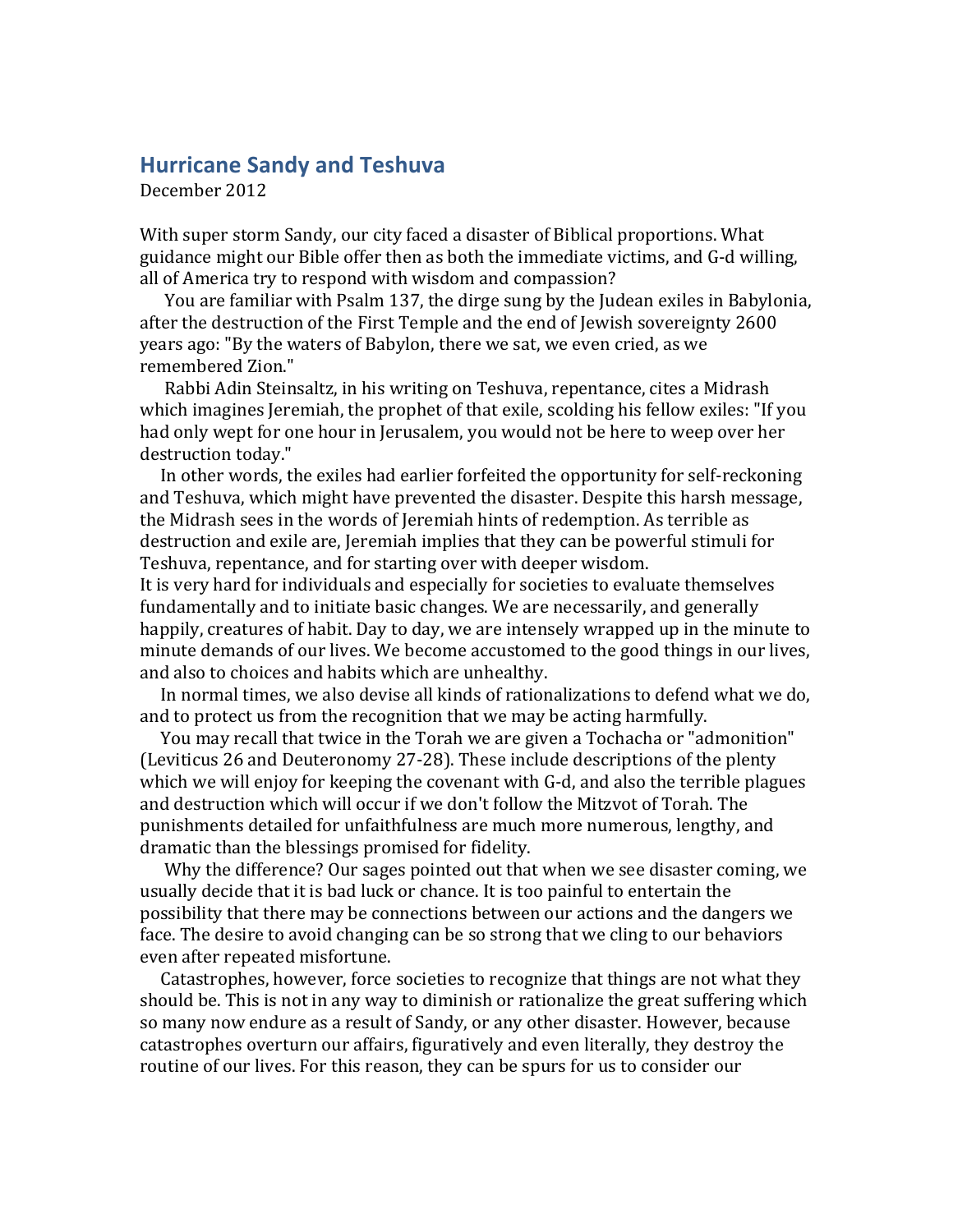## Hurricane Sandy and Teshuva

December 2012

With super storm Sandy, our city faced a disaster of Biblical proportions. What guidance might our Bible offer then as both the immediate victims, and G-d willing, all of America try to respond with wisdom and compassion?

You are familiar with Psalm 137, the dirge sung by the Judean exiles in Babylonia, after the destruction of the First Temple and the end of Jewish sovereignty 2600 years ago: "By the waters of Babylon, there we sat, we even cried, as we remembered Zion."

Rabbi Adin Steinsaltz, in his writing on Teshuva, repentance, cites a Midrash which imagines Jeremiah, the prophet of that exile, scolding his fellow exiles: "If you had only wept for one hour in Jerusalem, you would not be here to weep over her destruction today."

In other words, the exiles had earlier forfeited the opportunity for self-reckoning and Teshuva, which might have prevented the disaster. Despite this harsh message, the Midrash sees in the words of Jeremiah hints of redemption. As terrible as destruction and exile are, Jeremiah implies that they can be powerful stimuli for Teshuva, repentance, and for starting over with deeper wisdom.

It is very hard for individuals and especially for societies to evaluate themselves fundamentally and to initiate basic changes. We are necessarily, and generally happily, creatures of habit. Day to day, we are intensely wrapped up in the minute to minute demands of our lives. We become accustomed to the good things in our lives, and also to choices and habits which are unhealthy.

In normal times, we also devise all kinds of rationalizations to defend what we do, and to protect us from the recognition that we may be acting harmfully.

You may recall that twice in the Torah we are given a Tochacha or "admonition" (Leviticus 26 and Deuteronomy 27-28). These include descriptions of the plenty which we will enjoy for keeping the covenant with G-d, and also the terrible plagues and destruction which will occur if we don't follow the Mitzvot of Torah. The punishments detailed for unfaithfulness are much more numerous, lengthy, and dramatic than the blessings promised for fidelity.

Why the difference? Our sages pointed out that when we see disaster coming, we usually decide that it is bad luck or chance. It is too painful to entertain the possibility that there may be connections between our actions and the dangers we face. The desire to avoid changing can be so strong that we cling to our behaviors even after repeated misfortune.

Catastrophes, however, force societies to recognize that things are not what they should be. This is not in any way to diminish or rationalize the great suffering which so many now endure as a result of Sandy, or any other disaster. However, because catastrophes overturn our affairs, figuratively and even literally, they destroy the routine of our lives. For this reason, they can be spurs for us to consider our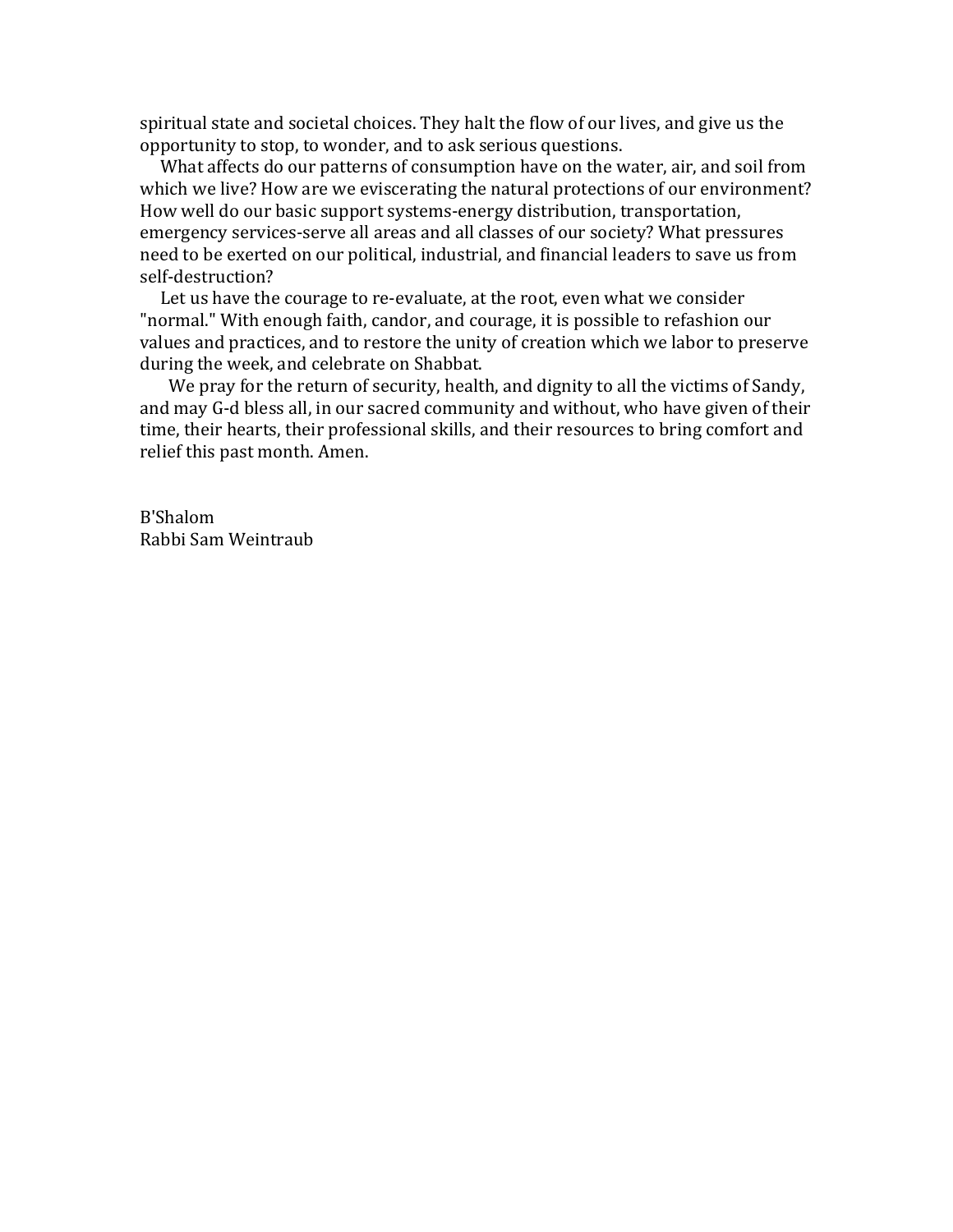spiritual state and societal choices. They halt the flow of our lives, and give us the opportunity to stop, to wonder, and to ask serious questions.

What affects do our patterns of consumption have on the water, air, and soil from which we live? How are we eviscerating the natural protections of our environment? How well do our basic support systems-energy distribution, transportation, emergency services-serve all areas and all classes of our society? What pressures need to be exerted on our political, industrial, and financial leaders to save us from self-destruction?

Let us have the courage to re-evaluate, at the root, even what we consider "normal." With enough faith, candor, and courage, it is possible to refashion our values and practices, and to restore the unity of creation which we labor to preserve during the week, and celebrate on Shabbat.

We pray for the return of security, health, and dignity to all the victims of Sandy, and may G-d bless all, in our sacred community and without, who have given of their time, their hearts, their professional skills, and their resources to bring comfort and relief this past month. Amen.

B'Shalom
Rabbi Sam Weintraub